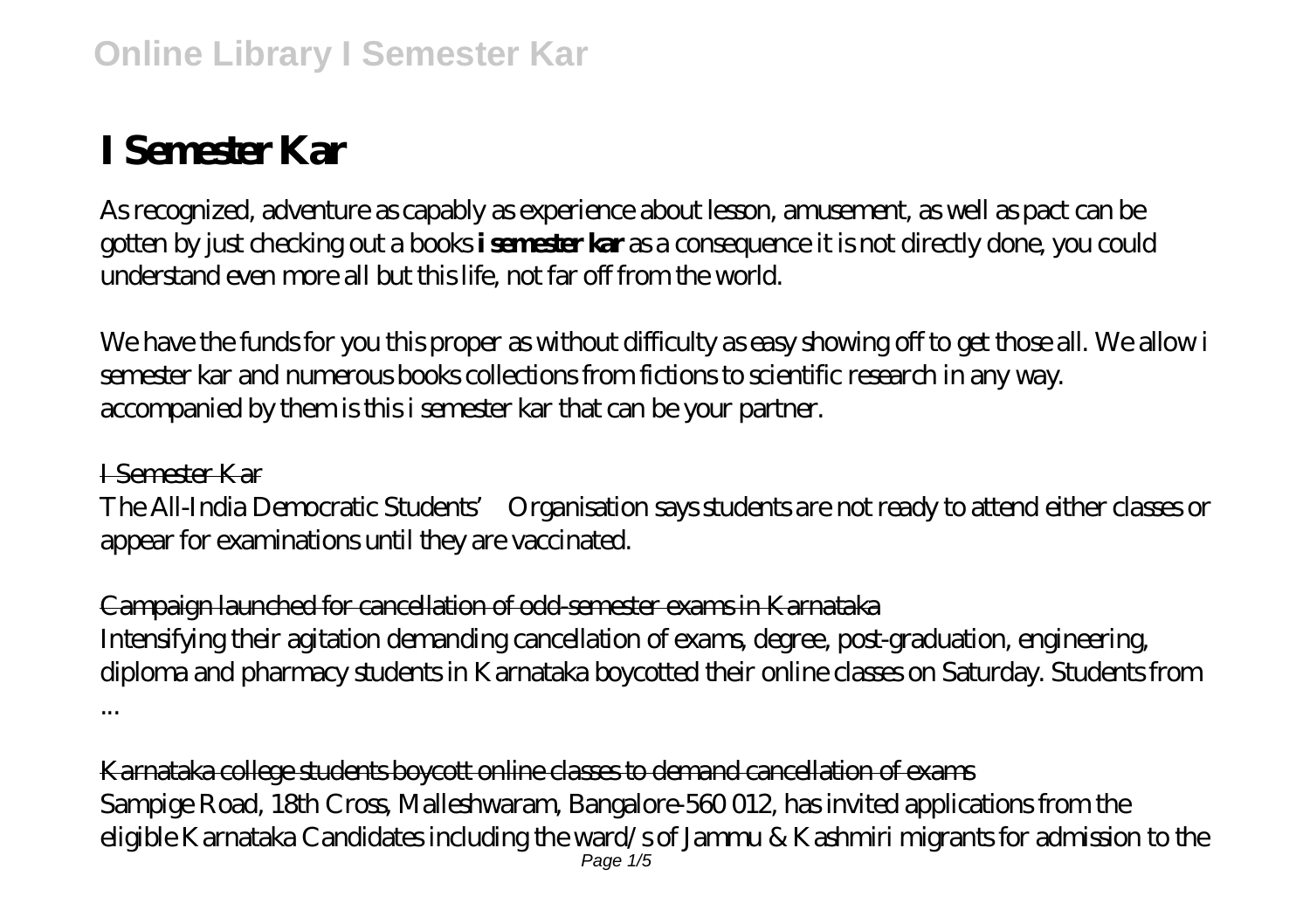# I Semester Kar

As recognized, adventure as capably as experience about lesson, amusement, as well as pact can be gotten by just checking out a books **i semester kar** as a consequence it is not directly done, you could understand even more all but this life, not far off from the world.

We have the funds for you this proper as without difficulty as easy showing off to get those all. We allow i semester kar and numerous books collections from fictions to scientific research in any way. accompanied by them is this i semester kar that can be your partner.

~~I Semester Kar~~

The All-India Democratic Students' Organisation says students are not ready to attend either classes or appear for examinations until they are vaccinated.

~~Campaign launched for cancellation of odd-semester exams in Karnataka~~

Intensifying their agitation demanding cancellation of exams, degree, post-graduation, engineering, diploma and pharmacy students in Karnataka boycotted their online classes on Saturday. Students from ...

~~Karnataka college students boycott online classes to demand cancellation of exams~~

Sampige Road, 18th Cross, Malleshwaram, Bangalore-560 012, has invited applications from the eligible Karnataka Candidates including the ward/s of Jammu & Kashmiri migrants for admission to the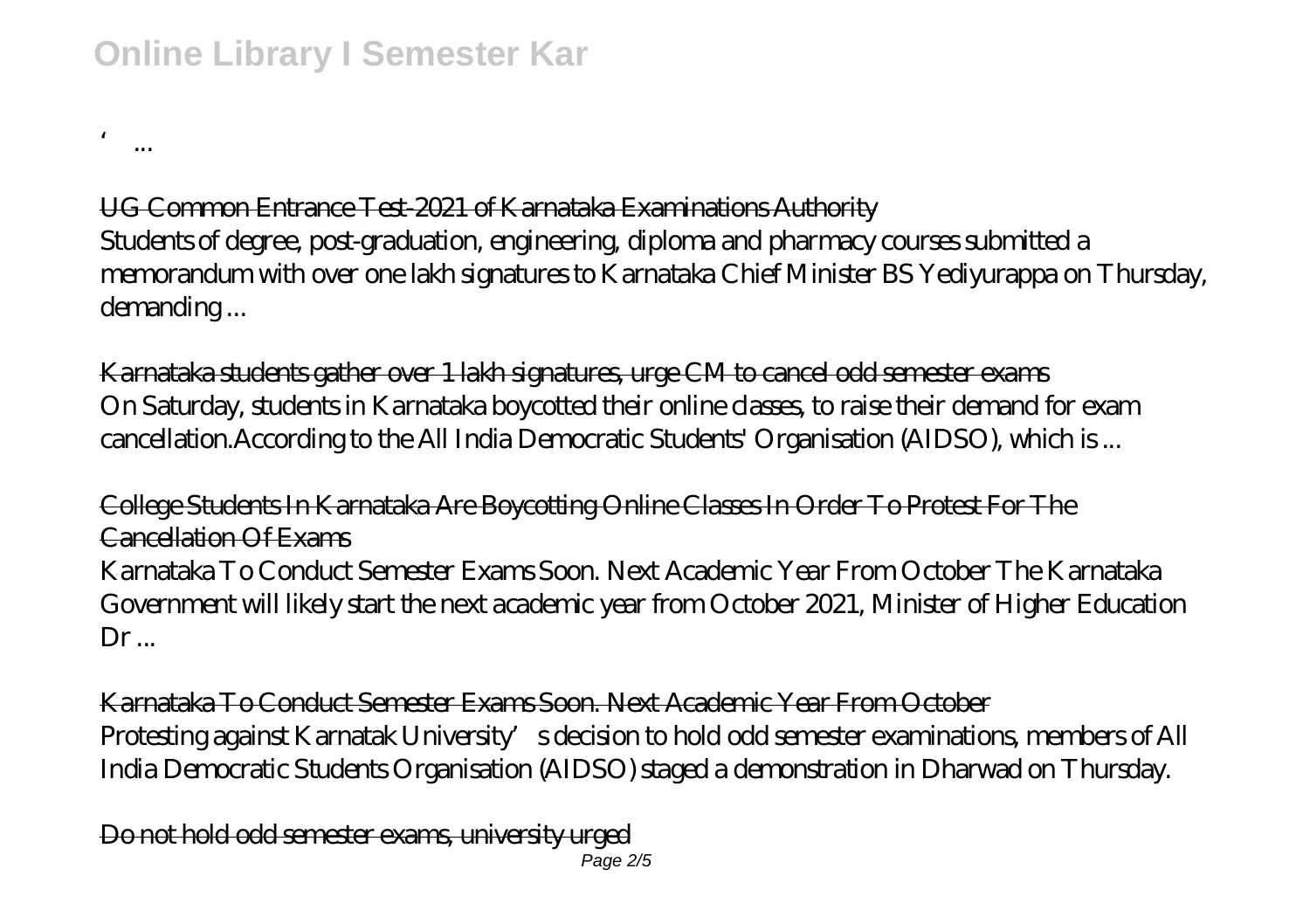' ...

UG Common Entrance Test-2021 of Karnataka Examinations Authority
Students of degree, post-graduation, engineering, diploma and pharmacy courses submitted a memorandum with over one lakh signatures to Karnataka Chief Minister BS Yediyurappa on Thursday, demanding ...

Karnataka students gather over 1 lakh signatures, urge CM to cancel odd semester exams
On Saturday, students in Karnataka boycotted their online classes, to raise their demand for exam cancellation.According to the All India Democratic Students' Organisation (AIDSO), which is ...

College Students In Karnataka Are Boycotting Online Classes In Order To Protest For The Cancellation Of Exams
Karnataka To Conduct Semester Exams Soon. Next Academic Year From October The Karnataka Government will likely start the next academic year from October 2021, Minister of Higher Education Dr ...

Karnataka To Conduct Semester Exams Soon. Next Academic Year From October
Protesting against Karnatak University's decision to hold odd semester examinations, members of All India Democratic Students Organisation (AIDSO) staged a demonstration in Dharwad on Thursday.

Do not hold odd semester exams, university urged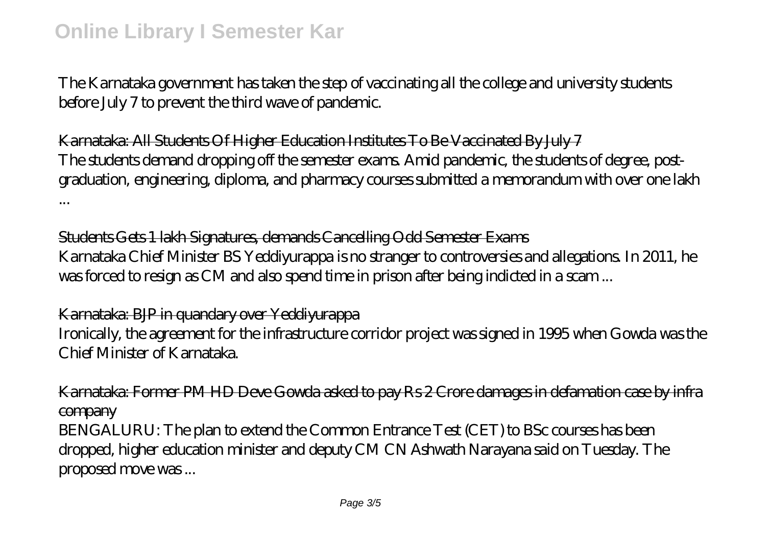The Karnataka government has taken the step of vaccinating all the college and university students before July 7 to prevent the third wave of pandemic.

Karnataka: All Students Of Higher Education Institutes To Be Vaccinated By July 7

The students demand dropping off the semester exams. Amid pandemic, the students of degree, post-graduation, engineering, diploma, and pharmacy courses submitted a memorandum with over one lakh ...

Students Gets 1 lakh Signatures, demands Cancelling Odd Semester Exams

Karnataka Chief Minister BS Yeddiyurappa is no stranger to controversies and allegations. In 2011, he was forced to resign as CM and also spend time in prison after being indicted in a scam ...

Karnataka: BJP in quandary over Yeddiyurappa

Ironically, the agreement for the infrastructure corridor project was signed in 1995 when Gowda was the Chief Minister of Karnataka.

Karnataka: Former PM HD Deve Gowda asked to pay Rs 2 Crore damages in defamation case by infra company

BENGALURU: The plan to extend the Common Entrance Test (CET) to BSc courses has been dropped, higher education minister and deputy CM CN Ashwath Narayana said on Tuesday. The proposed move was ...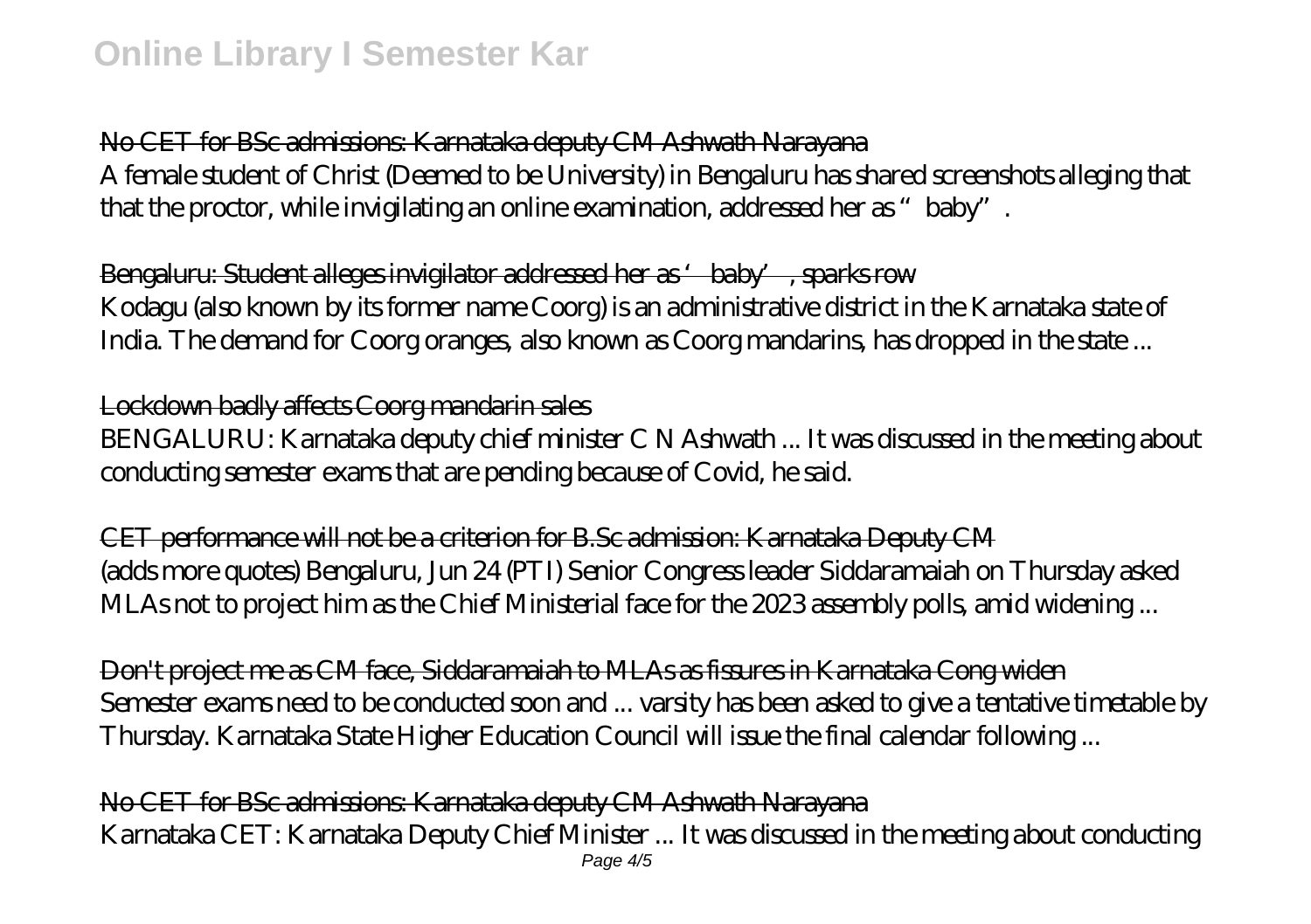No CET for BSc admissions: Karnataka deputy CM Ashwath Narayana

A female student of Christ (Deemed to be University) in Bengaluru has shared screenshots alleging that that the proctor, while invigilating an online examination, addressed her as "baby".

Bengaluru: Student alleges invigilator addressed her as 'baby', sparks row

Kodagu (also known by its former name Coorg) is an administrative district in the Karnataka state of India. The demand for Coorg oranges, also known as Coorg mandarins, has dropped in the state ...

Lockdown badly affects Coorg mandarin sales

BENGALURU: Karnataka deputy chief minister C N Ashwath ... It was discussed in the meeting about conducting semester exams that are pending because of Covid, he said.

CET performance will not be a criterion for B.Sc admission: Karnataka Deputy CM

(adds more quotes) Bengaluru, Jun 24 (PTI) Senior Congress leader Siddaramaiah on Thursday asked MLAs not to project him as the Chief Ministerial face for the 2023 assembly polls, amid widening ...

Don't project me as CM face, Siddaramaiah to MLAs as fissures in Karnataka Cong widen

Semester exams need to be conducted soon and ... varsity has been asked to give a tentative timetable by Thursday. Karnataka State Higher Education Council will issue the final calendar following ...

No CET for BSc admissions: Karnataka deputy CM Ashwath Narayana

Karnataka CET: Karnataka Deputy Chief Minister ... It was discussed in the meeting about conducting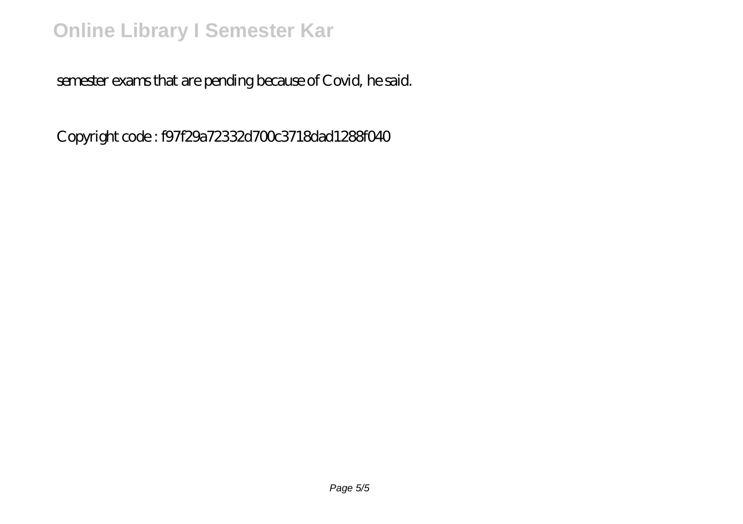semester exams that are pending because of Covid, he said.

Copyright code : f97f29a72332d700c3718dad1288f040